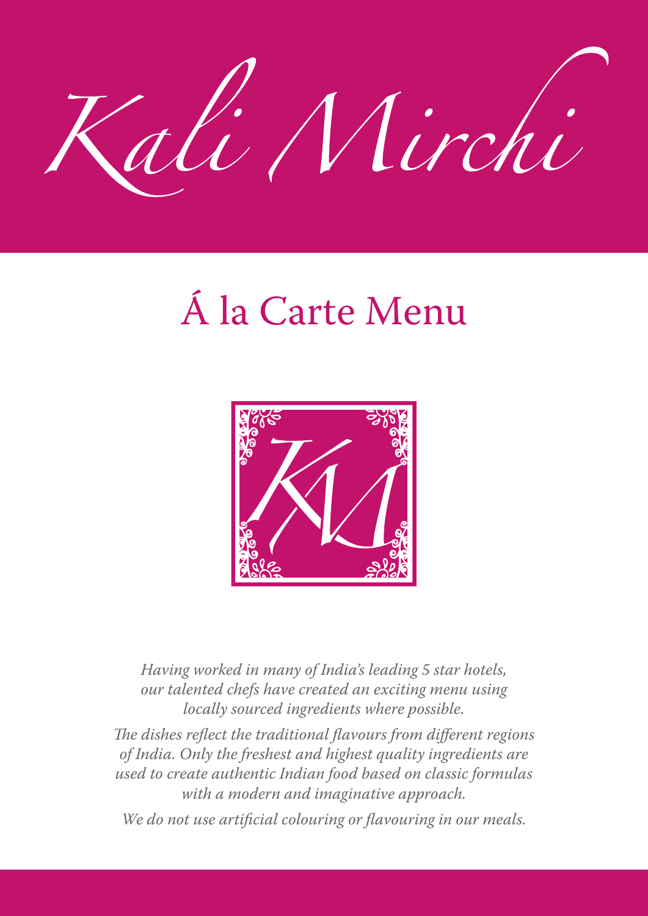# Kali Mirchi

## Á la Carte Menu

KM

*Having worked in many of India's leading 5 star hotels, our talented chefs have created an exciting menu using locally sourced ingredients where possible.*

*The dishes reflect the traditional flavours from different regions of India. Only the freshest and highest quality ingredients are used to create authentic Indian food based on classic formulas with a modern and imaginative approach.*

*We do not use artificial colouring or flavouring in our meals.*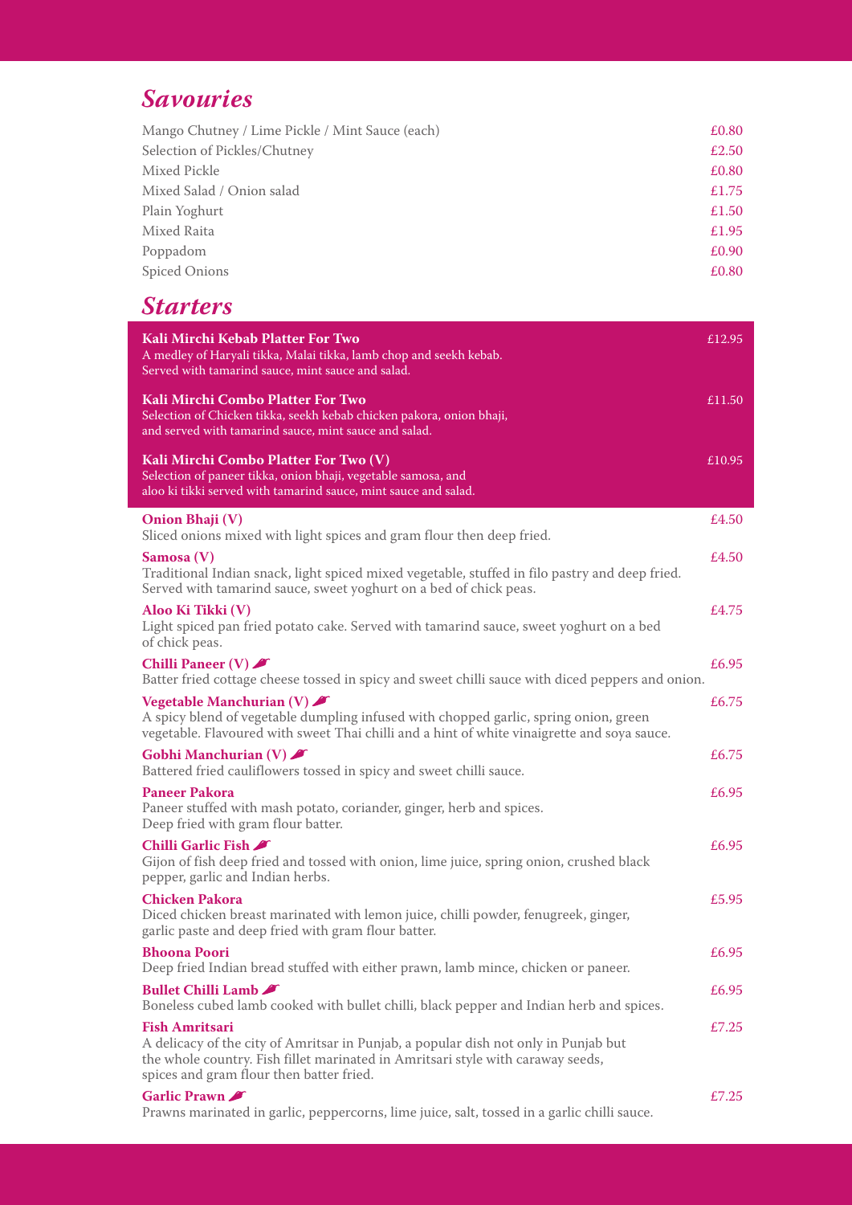## *Savouries*

| | |
|---|---|
| Mango Chutney / Lime Pickle / Mint Sauce (each) | £0.80 |
| Selection of Pickles/Chutney | £2.50 |
| Mixed Pickle | £0.80 |
| Mixed Salad / Onion salad | £1.75 |
| Plain Yoghurt | £1.50 |
| Mixed Raita | £1.95 |
| Poppadom | £0.90 |
| Spiced Onions | £0.80 |

## *Starters*

**Kali Mirchi Kebab Platter For Two** — £12.95
A medley of Haryali tikka, Malai tikka, lamb chop and seekh kebab. Served with tamarind sauce, mint sauce and salad.

**Kali Mirchi Combo Platter For Two** — £11.50
Selection of Chicken tikka, seekh kebab chicken pakora, onion bhaji, and served with tamarind sauce, mint sauce and salad.

**Kali Mirchi Combo Platter For Two (V)** — £10.95
Selection of paneer tikka, onion bhaji, vegetable samosa, and aloo ki tikki served with tamarind sauce, mint sauce and salad.

**Onion Bhaji (V)** — £4.50
Sliced onions mixed with light spices and gram flour then deep fried.

**Samosa (V)** — £4.50
Traditional Indian snack, light spiced mixed vegetable, stuffed in filo pastry and deep fried. Served with tamarind sauce, sweet yoghurt on a bed of chick peas.

**Aloo Ki Tikki (V)** — £4.75
Light spiced pan fried potato cake. Served with tamarind sauce, sweet yoghurt on a bed of chick peas.

**Chilli Paneer (V)** 🌶 — £6.95
Batter fried cottage cheese tossed in spicy and sweet chilli sauce with diced peppers and onion.

**Vegetable Manchurian (V)** 🌶 — £6.75
A spicy blend of vegetable dumpling infused with chopped garlic, spring onion, green vegetable. Flavoured with sweet Thai chilli and a hint of white vinaigrette and soya sauce.

**Gobhi Manchurian (V)** 🌶 — £6.75
Battered fried cauliflowers tossed in spicy and sweet chilli sauce.

**Paneer Pakora** — £6.95
Paneer stuffed with mash potato, coriander, ginger, herb and spices. Deep fried with gram flour batter.

**Chilli Garlic Fish** 🌶 — £6.95
Gijon of fish deep fried and tossed with onion, lime juice, spring onion, crushed black pepper, garlic and Indian herbs.

**Chicken Pakora** — £5.95
Diced chicken breast marinated with lemon juice, chilli powder, fenugreek, ginger, garlic paste and deep fried with gram flour batter.

**Bhoona Poori** — £6.95
Deep fried Indian bread stuffed with either prawn, lamb mince, chicken or paneer.

**Bullet Chilli Lamb** 🌶 — £6.95
Boneless cubed lamb cooked with bullet chilli, black pepper and Indian herb and spices.

**Fish Amritsari** — £7.25
A delicacy of the city of Amritsar in Punjab, a popular dish not only in Punjab but the whole country. Fish fillet marinated in Amritsari style with caraway seeds, spices and gram flour then batter fried.

**Garlic Prawn** 🌶 — £7.25
Prawns marinated in garlic, peppercorns, lime juice, salt, tossed in a garlic chilli sauce.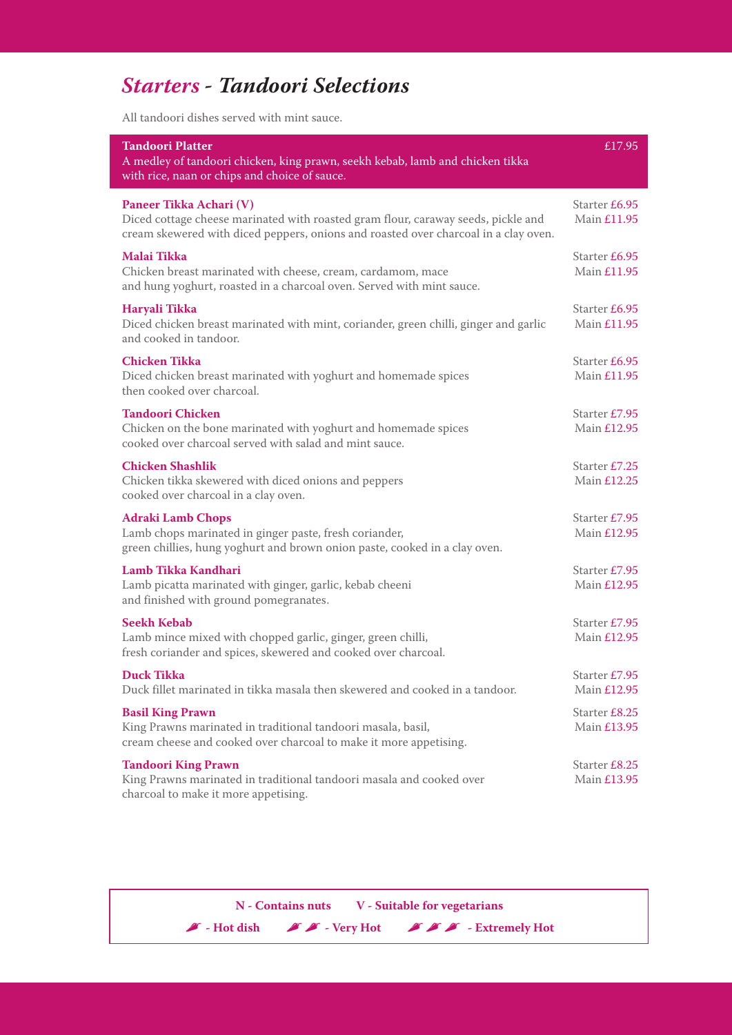## *Starters - Tandoori Selections*

All tandoori dishes served with mint sauce.

**Tandoori Platter** — £17.95
A medley of tandoori chicken, king prawn, seekh kebab, lamb and chicken tikka with rice, naan or chips and choice of sauce.

**Paneer Tikka Achari (V)** — Starter £6.95 / Main £11.95
Diced cottage cheese marinated with roasted gram flour, caraway seeds, pickle and cream skewered with diced peppers, onions and roasted over charcoal in a clay oven.

**Malai Tikka** — Starter £6.95 / Main £11.95
Chicken breast marinated with cheese, cream, cardamom, mace and hung yoghurt, roasted in a charcoal oven. Served with mint sauce.

**Haryali Tikka** — Starter £6.95 / Main £11.95
Diced chicken breast marinated with mint, coriander, green chilli, ginger and garlic and cooked in tandoor.

**Chicken Tikka** — Starter £6.95 / Main £11.95
Diced chicken breast marinated with yoghurt and homemade spices then cooked over charcoal.

**Tandoori Chicken** — Starter £7.95 / Main £12.95
Chicken on the bone marinated with yoghurt and homemade spices cooked over charcoal served with salad and mint sauce.

**Chicken Shashlik** — Starter £7.25 / Main £12.25
Chicken tikka skewered with diced onions and peppers cooked over charcoal in a clay oven.

**Adraki Lamb Chops** — Starter £7.95 / Main £12.95
Lamb chops marinated in ginger paste, fresh coriander, green chillies, hung yoghurt and brown onion paste, cooked in a clay oven.

**Lamb Tikka Kandhari** — Starter £7.95 / Main £12.95
Lamb picatta marinated with ginger, garlic, kebab cheeni and finished with ground pomegranates.

**Seekh Kebab** — Starter £7.95 / Main £12.95
Lamb mince mixed with chopped garlic, ginger, green chilli, fresh coriander and spices, skewered and cooked over charcoal.

**Duck Tikka** — Starter £7.95 / Main £12.95
Duck fillet marinated in tikka masala then skewered and cooked in a tandoor.

**Basil King Prawn** — Starter £8.25 / Main £13.95
King Prawns marinated in traditional tandoori masala, basil, cream cheese and cooked over charcoal to make it more appetising.

**Tandoori King Prawn** — Starter £8.25 / Main £13.95
King Prawns marinated in traditional tandoori masala and cooked over charcoal to make it more appetising.

**N - Contains nuts** **V - Suitable for vegetarians**

**🌶 - Hot dish** **🌶🌶 - Very Hot** **🌶🌶🌶 - Extremely Hot**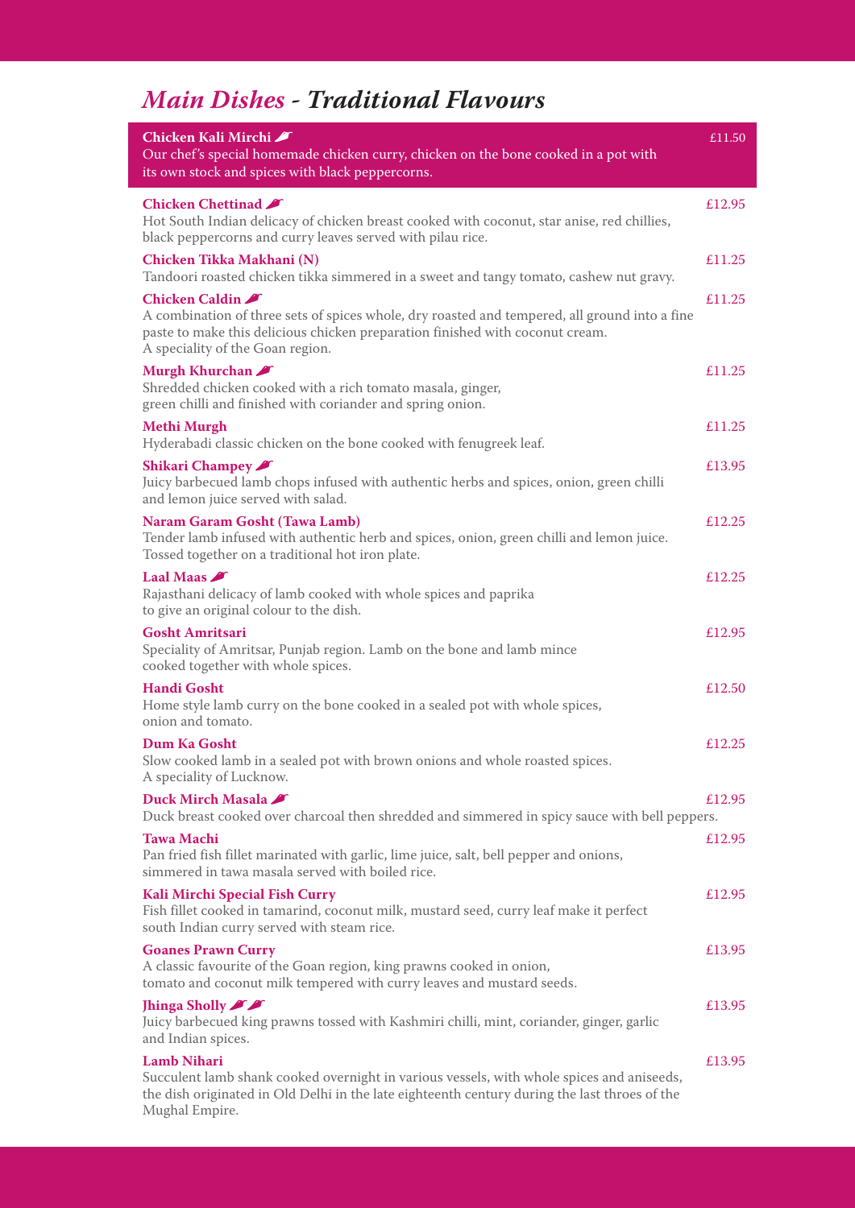# *Main Dishes* - ***Traditional Flavours***

**Chicken Kali Mirchi** 🌶 — £11.50
Our chef's special homemade chicken curry, chicken on the bone cooked in a pot with its own stock and spices with black peppercorns.

**Chicken Chettinad** 🌶 — £12.95
Hot South Indian delicacy of chicken breast cooked with coconut, star anise, red chillies, black peppercorns and curry leaves served with pilau rice.

**Chicken Tikka Makhani (N)** — £11.25
Tandoori roasted chicken tikka simmered in a sweet and tangy tomato, cashew nut gravy.

**Chicken Caldin** 🌶 — £11.25
A combination of three sets of spices whole, dry roasted and tempered, all ground into a fine paste to make this delicious chicken preparation finished with coconut cream.
A speciality of the Goan region.

**Murgh Khurchan** 🌶 — £11.25
Shredded chicken cooked with a rich tomato masala, ginger, green chilli and finished with coriander and spring onion.

**Methi Murgh** — £11.25
Hyderabadi classic chicken on the bone cooked with fenugreek leaf.

**Shikari Champey** 🌶 — £13.95
Juicy barbecued lamb chops infused with authentic herbs and spices, onion, green chilli and lemon juice served with salad.

**Naram Garam Gosht (Tawa Lamb)** — £12.25
Tender lamb infused with authentic herb and spices, onion, green chilli and lemon juice. Tossed together on a traditional hot iron plate.

**Laal Maas** 🌶 — £12.25
Rajasthani delicacy of lamb cooked with whole spices and paprika to give an original colour to the dish.

**Gosht Amritsari** — £12.95
Speciality of Amritsar, Punjab region. Lamb on the bone and lamb mince cooked together with whole spices.

**Handi Gosht** — £12.50
Home style lamb curry on the bone cooked in a sealed pot with whole spices, onion and tomato.

**Dum Ka Gosht** — £12.25
Slow cooked lamb in a sealed pot with brown onions and whole roasted spices.
A speciality of Lucknow.

**Duck Mirch Masala** 🌶 — £12.95
Duck breast cooked over charcoal then shredded and simmered in spicy sauce with bell peppers.

**Tawa Machi** — £12.95
Pan fried fish fillet marinated with garlic, lime juice, salt, bell pepper and onions, simmered in tawa masala served with boiled rice.

**Kali Mirchi Special Fish Curry** — £12.95
Fish fillet cooked in tamarind, coconut milk, mustard seed, curry leaf make it perfect south Indian curry served with steam rice.

**Goanes Prawn Curry** — £13.95
A classic favourite of the Goan region, king prawns cooked in onion, tomato and coconut milk tempered with curry leaves and mustard seeds.

**Jhinga Sholly** 🌶🌶 — £13.95
Juicy barbecued king prawns tossed with Kashmiri chilli, mint, coriander, ginger, garlic and Indian spices.

**Lamb Nihari** — £13.95
Succulent lamb shank cooked overnight in various vessels, with whole spices and aniseeds, the dish originated in Old Delhi in the late eighteenth century during the last throes of the Mughal Empire.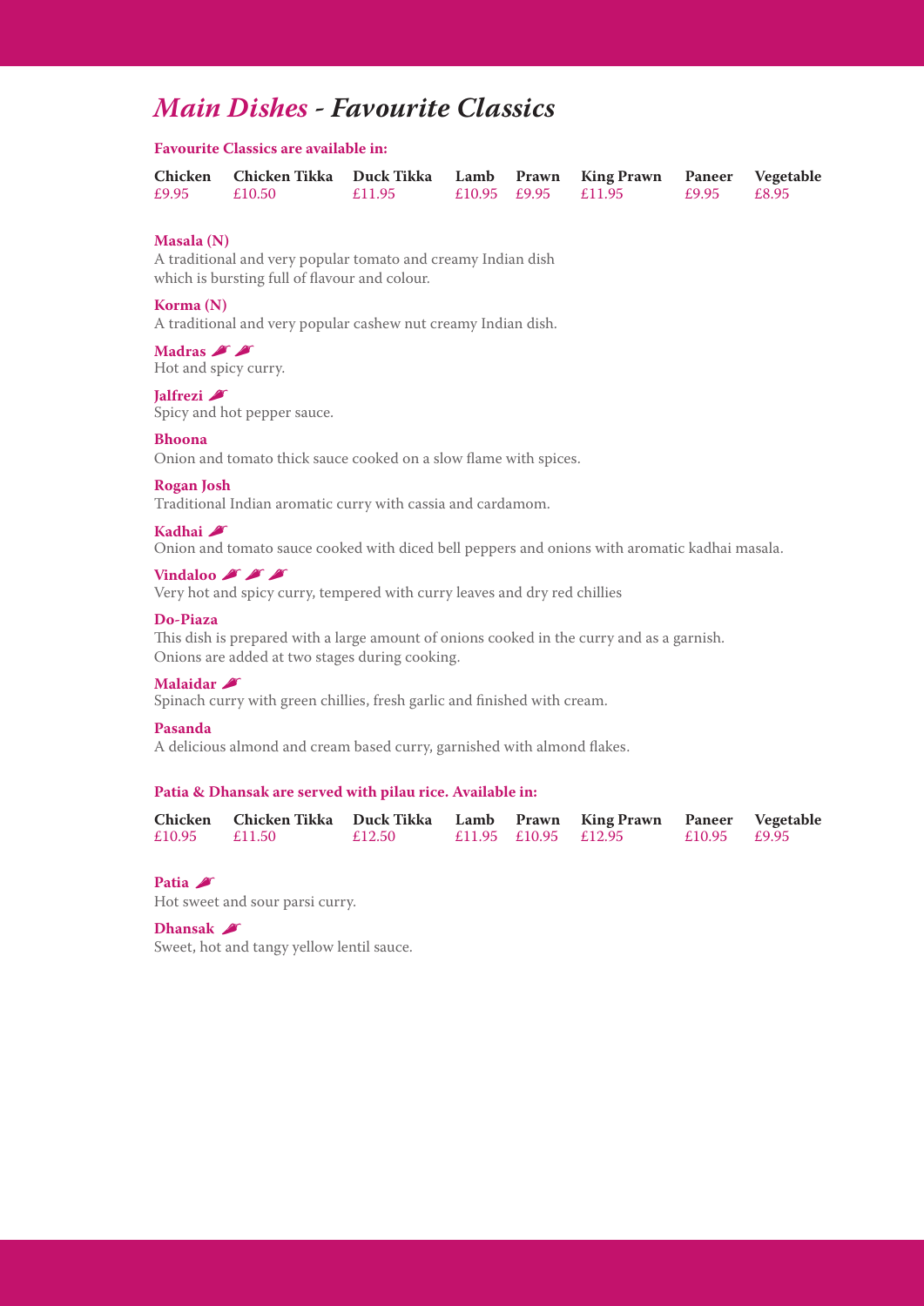# *Main Dishes* - *Favourite Classics*

**Favourite Classics are available in:**

| Chicken | Chicken Tikka | Duck Tikka | Lamb | Prawn | King Prawn | Paneer | Vegetable |
|---|---|---|---|---|---|---|---|
| £9.95 | £10.50 | £11.95 | £10.95 | £9.95 | £11.95 | £9.95 | £8.95 |

**Masala (N)**
A traditional and very popular tomato and creamy Indian dish which is bursting full of flavour and colour.

**Korma (N)**
A traditional and very popular cashew nut creamy Indian dish.

**Madras** 🌶🌶
Hot and spicy curry.

**Jalfrezi** 🌶
Spicy and hot pepper sauce.

**Bhoona**
Onion and tomato thick sauce cooked on a slow flame with spices.

**Rogan Josh**
Traditional Indian aromatic curry with cassia and cardamom.

**Kadhai** 🌶
Onion and tomato sauce cooked with diced bell peppers and onions with aromatic kadhai masala.

**Vindaloo** 🌶🌶🌶
Very hot and spicy curry, tempered with curry leaves and dry red chillies

**Do-Piaza**
This dish is prepared with a large amount of onions cooked in the curry and as a garnish. Onions are added at two stages during cooking.

**Malaidar** 🌶
Spinach curry with green chillies, fresh garlic and finished with cream.

**Pasanda**
A delicious almond and cream based curry, garnished with almond flakes.

**Patia & Dhansak are served with pilau rice. Available in:**

| Chicken | Chicken Tikka | Duck Tikka | Lamb | Prawn | King Prawn | Paneer | Vegetable |
|---|---|---|---|---|---|---|---|
| £10.95 | £11.50 | £12.50 | £11.95 | £10.95 | £12.95 | £10.95 | £9.95 |

**Patia** 🌶
Hot sweet and sour parsi curry.

**Dhansak** 🌶
Sweet, hot and tangy yellow lentil sauce.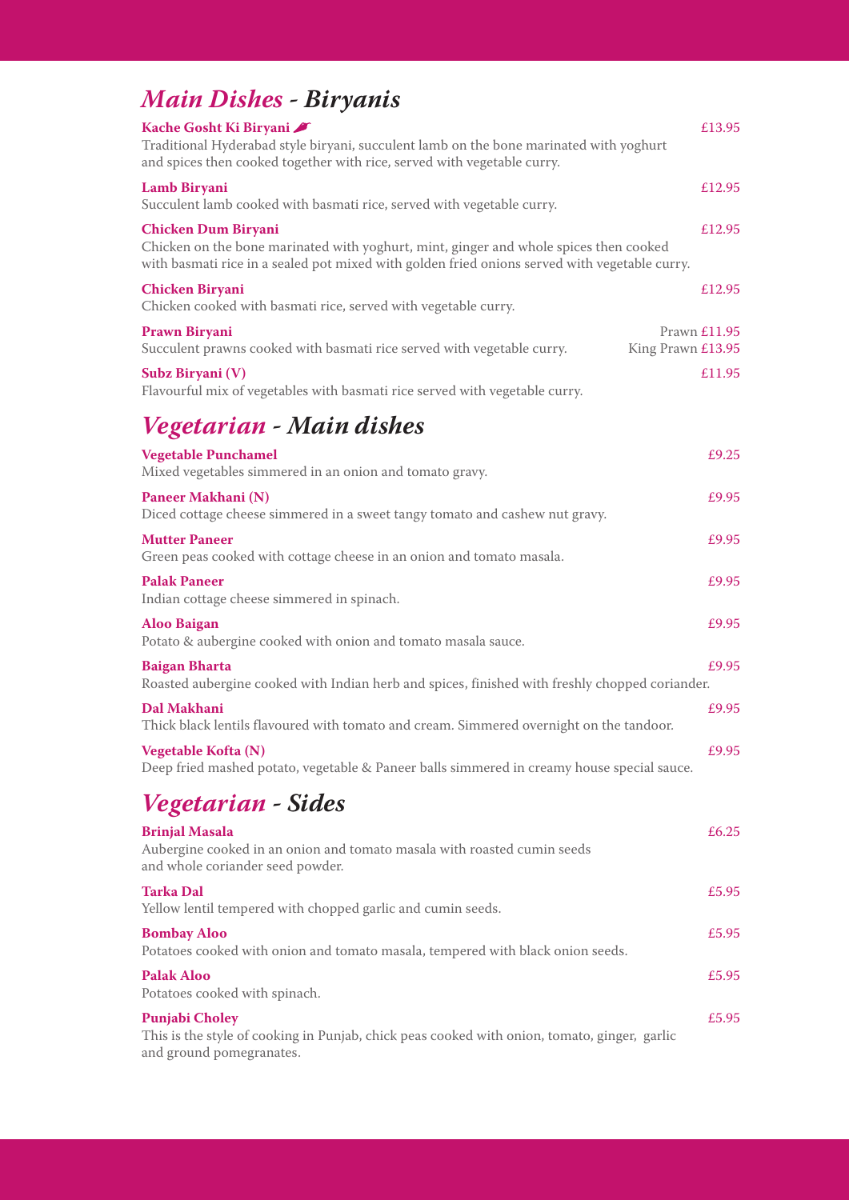## *Main Dishes - Biryanis*

**Kache Gosht Ki Biryani** 🌶 £13.95
Traditional Hyderabad style biryani, succulent lamb on the bone marinated with yoghurt and spices then cooked together with rice, served with vegetable curry.

**Lamb Biryani** £12.95
Succulent lamb cooked with basmati rice, served with vegetable curry.

**Chicken Dum Biryani** £12.95
Chicken on the bone marinated with yoghurt, mint, ginger and whole spices then cooked with basmati rice in a sealed pot mixed with golden fried onions served with vegetable curry.

**Chicken Biryani** £12.95
Chicken cooked with basmati rice, served with vegetable curry.

**Prawn Biryani** Prawn £11.95 / King Prawn £13.95
Succulent prawns cooked with basmati rice served with vegetable curry.

**Subz Biryani (V)** £11.95
Flavourful mix of vegetables with basmati rice served with vegetable curry.

## *Vegetarian - Main dishes*

**Vegetable Punchamel** £9.25
Mixed vegetables simmered in an onion and tomato gravy.

**Paneer Makhani (N)** £9.95
Diced cottage cheese simmered in a sweet tangy tomato and cashew nut gravy.

**Mutter Paneer** £9.95
Green peas cooked with cottage cheese in an onion and tomato masala.

**Palak Paneer** £9.95
Indian cottage cheese simmered in spinach.

**Aloo Baigan** £9.95
Potato & aubergine cooked with onion and tomato masala sauce.

**Baigan Bharta** £9.95
Roasted aubergine cooked with Indian herb and spices, finished with freshly chopped coriander.

**Dal Makhani** £9.95
Thick black lentils flavoured with tomato and cream. Simmered overnight on the tandoor.

**Vegetable Kofta (N)** £9.95
Deep fried mashed potato, vegetable & Paneer balls simmered in creamy house special sauce.

## *Vegetarian - Sides*

**Brinjal Masala** £6.25
Aubergine cooked in an onion and tomato masala with roasted cumin seeds and whole coriander seed powder.

**Tarka Dal** £5.95
Yellow lentil tempered with chopped garlic and cumin seeds.

**Bombay Aloo** £5.95
Potatoes cooked with onion and tomato masala, tempered with black onion seeds.

**Palak Aloo** £5.95
Potatoes cooked with spinach.

**Punjabi Choley** £5.95
This is the style of cooking in Punjab, chick peas cooked with onion, tomato, ginger, garlic and ground pomegranates.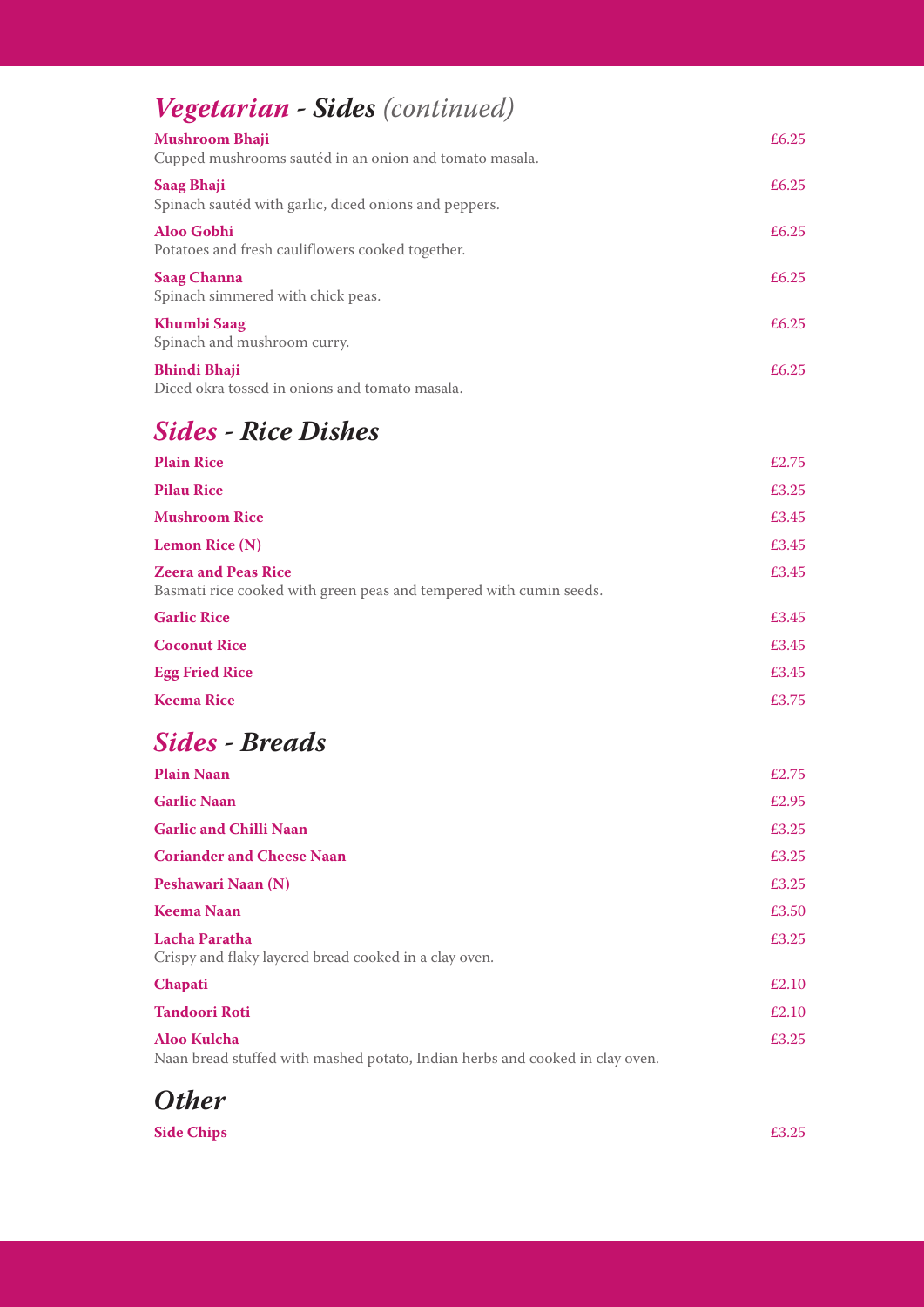## *Vegetarian - Sides (continued)*

**Mushroom Bhaji** £6.25
Cupped mushrooms sautéd in an onion and tomato masala.

**Saag Bhaji** £6.25
Spinach sautéd with garlic, diced onions and peppers.

**Aloo Gobhi** £6.25
Potatoes and fresh cauliflowers cooked together.

**Saag Channa** £6.25
Spinach simmered with chick peas.

**Khumbi Saag** £6.25
Spinach and mushroom curry.

**Bhindi Bhaji** £6.25
Diced okra tossed in onions and tomato masala.

## *Sides - Rice Dishes*

**Plain Rice** £2.75

**Pilau Rice** £3.25

**Mushroom Rice** £3.45

**Lemon Rice (N)** £3.45

**Zeera and Peas Rice** £3.45
Basmati rice cooked with green peas and tempered with cumin seeds.

**Garlic Rice** £3.45

**Coconut Rice** £3.45

**Egg Fried Rice** £3.45

**Keema Rice** £3.75

## *Sides - Breads*

**Plain Naan** £2.75

**Garlic Naan** £2.95

**Garlic and Chilli Naan** £3.25

**Coriander and Cheese Naan** £3.25

**Peshawari Naan (N)** £3.25

**Keema Naan** £3.50

**Lacha Paratha** £3.25
Crispy and flaky layered bread cooked in a clay oven.

**Chapati** £2.10

**Tandoori Roti** £2.10

**Aloo Kulcha** £3.25
Naan bread stuffed with mashed potato, Indian herbs and cooked in clay oven.

## *Other*

**Side Chips** £3.25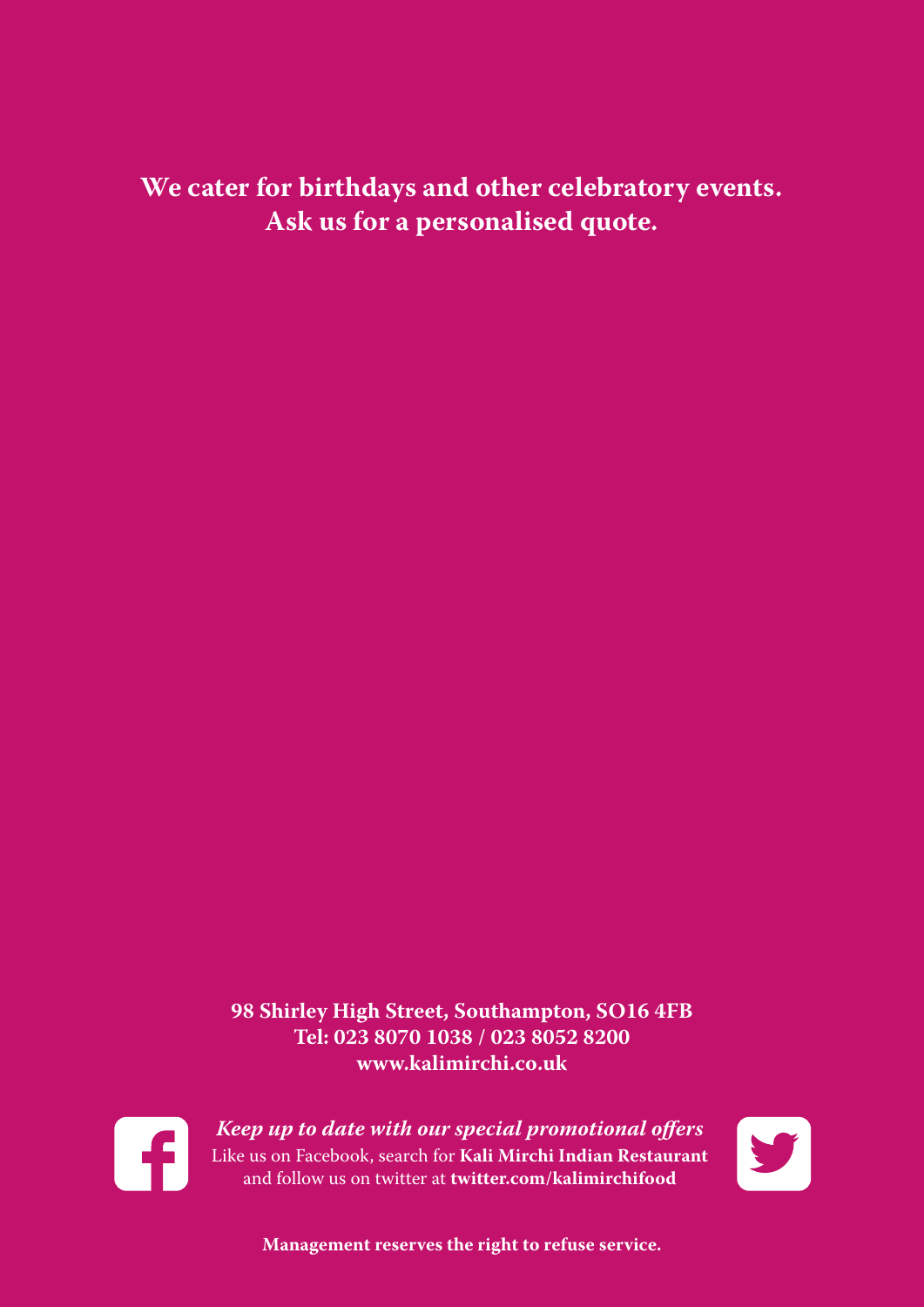**We cater for birthdays and other celebratory events.**
**Ask us for a personalised quote.**

**98 Shirley High Street, Southampton, SO16 4FB**
**Tel: 023 8070 1038 / 023 8052 8200**
**www.kalimirchi.co.uk**

***Keep up to date with our special promotional offers***
Like us on Facebook, search for **Kali Mirchi Indian Restaurant**
and follow us on twitter at **twitter.com/kalimirchifood**

**Management reserves the right to refuse service.**